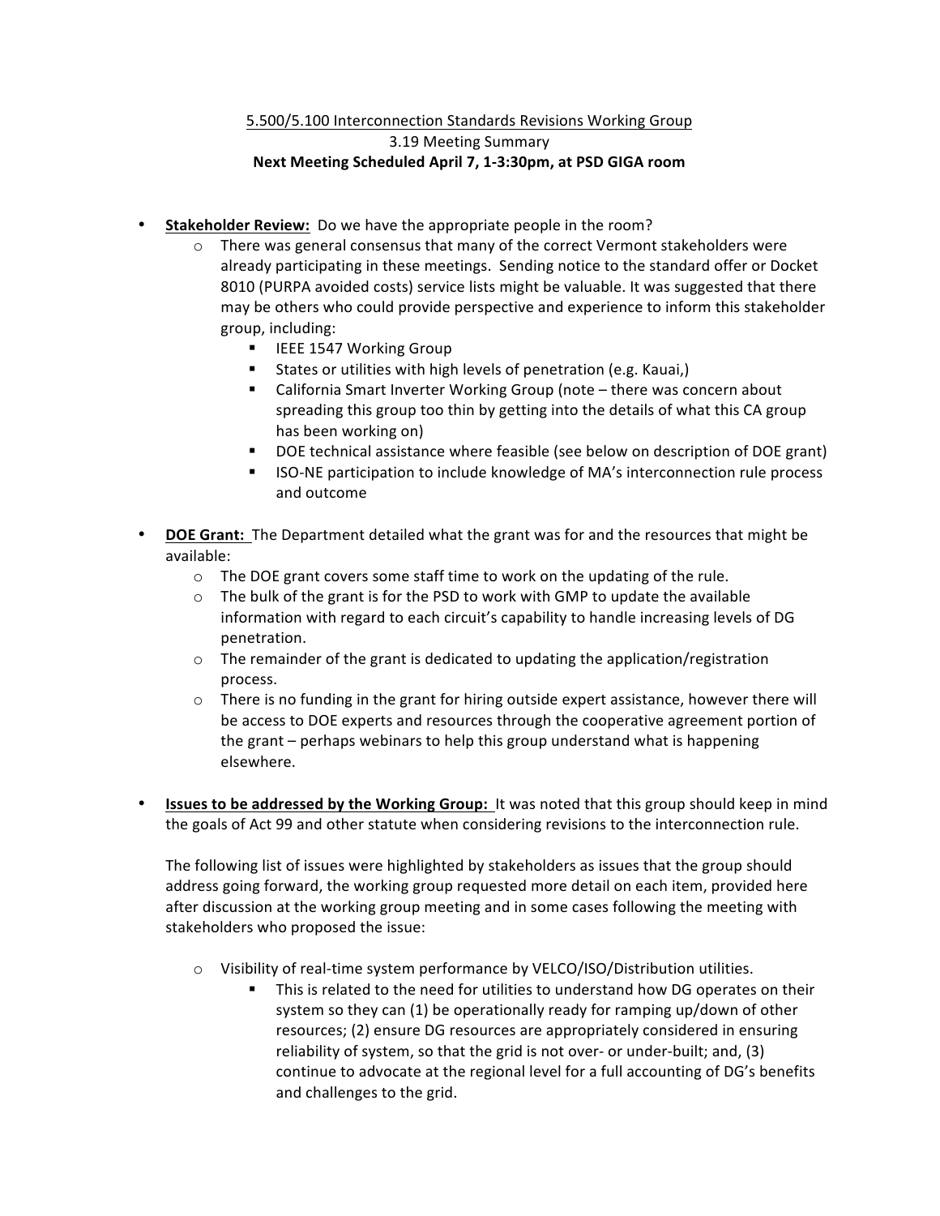5.500/5.100 Interconnection Standards Revisions Working Group

3.19 Meeting Summary

**Next Meeting Scheduled April 7, 1-3:30pm, at PSD GIGA room**

- **Stakeholder Review:** Do we have the appropriate people in the room?
  - There was general consensus that many of the correct Vermont stakeholders were already participating in these meetings. Sending notice to the standard offer or Docket 8010 (PURPA avoided costs) service lists might be valuable. It was suggested that there may be others who could provide perspective and experience to inform this stakeholder group, including:
    - IEEE 1547 Working Group
    - States or utilities with high levels of penetration (e.g. Kauai,)
    - California Smart Inverter Working Group (note – there was concern about spreading this group too thin by getting into the details of what this CA group has been working on)
    - DOE technical assistance where feasible (see below on description of DOE grant)
    - ISO-NE participation to include knowledge of MA's interconnection rule process and outcome

- **DOE Grant:** The Department detailed what the grant was for and the resources that might be available:
  - The DOE grant covers some staff time to work on the updating of the rule.
  - The bulk of the grant is for the PSD to work with GMP to update the available information with regard to each circuit's capability to handle increasing levels of DG penetration.
  - The remainder of the grant is dedicated to updating the application/registration process.
  - There is no funding in the grant for hiring outside expert assistance, however there will be access to DOE experts and resources through the cooperative agreement portion of the grant – perhaps webinars to help this group understand what is happening elsewhere.

- **Issues to be addressed by the Working Group:** It was noted that this group should keep in mind the goals of Act 99 and other statute when considering revisions to the interconnection rule.

  The following list of issues were highlighted by stakeholders as issues that the group should address going forward, the working group requested more detail on each item, provided here after discussion at the working group meeting and in some cases following the meeting with stakeholders who proposed the issue:

  - Visibility of real-time system performance by VELCO/ISO/Distribution utilities.
    - This is related to the need for utilities to understand how DG operates on their system so they can (1) be operationally ready for ramping up/down of other resources; (2) ensure DG resources are appropriately considered in ensuring reliability of system, so that the grid is not over- or under-built; and, (3) continue to advocate at the regional level for a full accounting of DG's benefits and challenges to the grid.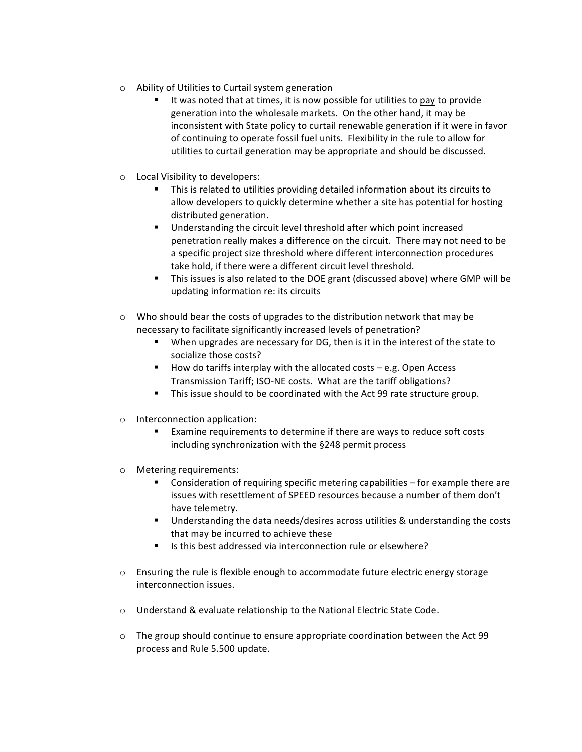- Ability of Utilities to Curtail system generation
  - It was noted that at times, it is now possible for utilities to <u>pay</u> to provide generation into the wholesale markets. On the other hand, it may be inconsistent with State policy to curtail renewable generation if it were in favor of continuing to operate fossil fuel units. Flexibility in the rule to allow for utilities to curtail generation may be appropriate and should be discussed.

- Local Visibility to developers:
  - This is related to utilities providing detailed information about its circuits to allow developers to quickly determine whether a site has potential for hosting distributed generation.
  - Understanding the circuit level threshold after which point increased penetration really makes a difference on the circuit. There may not need to be a specific project size threshold where different interconnection procedures take hold, if there were a different circuit level threshold.
  - This issues is also related to the DOE grant (discussed above) where GMP will be updating information re: its circuits

- Who should bear the costs of upgrades to the distribution network that may be necessary to facilitate significantly increased levels of penetration?
  - When upgrades are necessary for DG, then is it in the interest of the state to socialize those costs?
  - How do tariffs interplay with the allocated costs – e.g. Open Access Transmission Tariff; ISO-NE costs. What are the tariff obligations?
  - This issue should to be coordinated with the Act 99 rate structure group.

- Interconnection application:
  - Examine requirements to determine if there are ways to reduce soft costs including synchronization with the §248 permit process

- Metering requirements:
  - Consideration of requiring specific metering capabilities – for example there are issues with resettlement of SPEED resources because a number of them don't have telemetry.
  - Understanding the data needs/desires across utilities & understanding the costs that may be incurred to achieve these
  - Is this best addressed via interconnection rule or elsewhere?

- Ensuring the rule is flexible enough to accommodate future electric energy storage interconnection issues.

- Understand & evaluate relationship to the National Electric State Code.

- The group should continue to ensure appropriate coordination between the Act 99 process and Rule 5.500 update.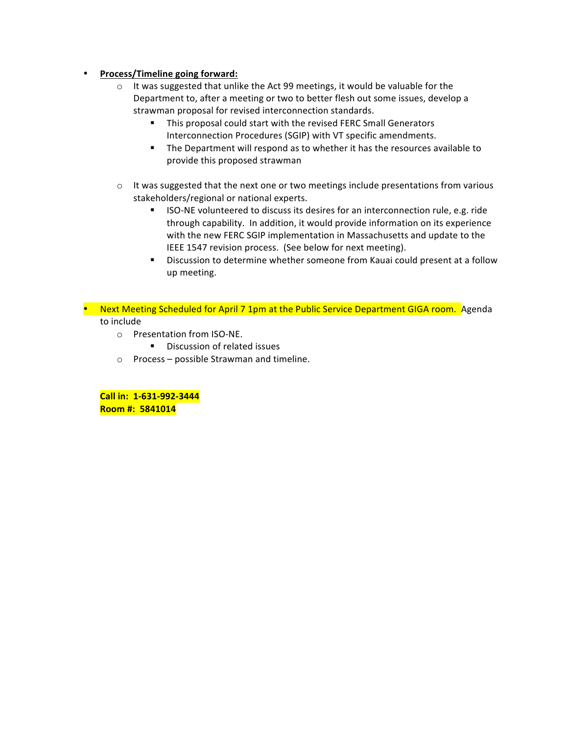- **Process/Timeline going forward:**
    - It was suggested that unlike the Act 99 meetings, it would be valuable for the Department to, after a meeting or two to better flesh out some issues, develop a strawman proposal for revised interconnection standards.
        - This proposal could start with the revised FERC Small Generators Interconnection Procedures (SGIP) with VT specific amendments.
        - The Department will respond as to whether it has the resources available to provide this proposed strawman
    - It was suggested that the next one or two meetings include presentations from various stakeholders/regional or national experts.
        - ISO-NE volunteered to discuss its desires for an interconnection rule, e.g. ride through capability. In addition, it would provide information on its experience with the new FERC SGIP implementation in Massachusetts and update to the IEEE 1547 revision process. (See below for next meeting).
        - Discussion to determine whether someone from Kauai could present at a follow up meeting.

- Next Meeting Scheduled for April 7 1pm at the Public Service Department GIGA room. Agenda to include
    - Presentation from ISO-NE.
        - Discussion of related issues
    - Process – possible Strawman and timeline.

**Call in: 1-631-992-3444**
**Room #: 5841014**